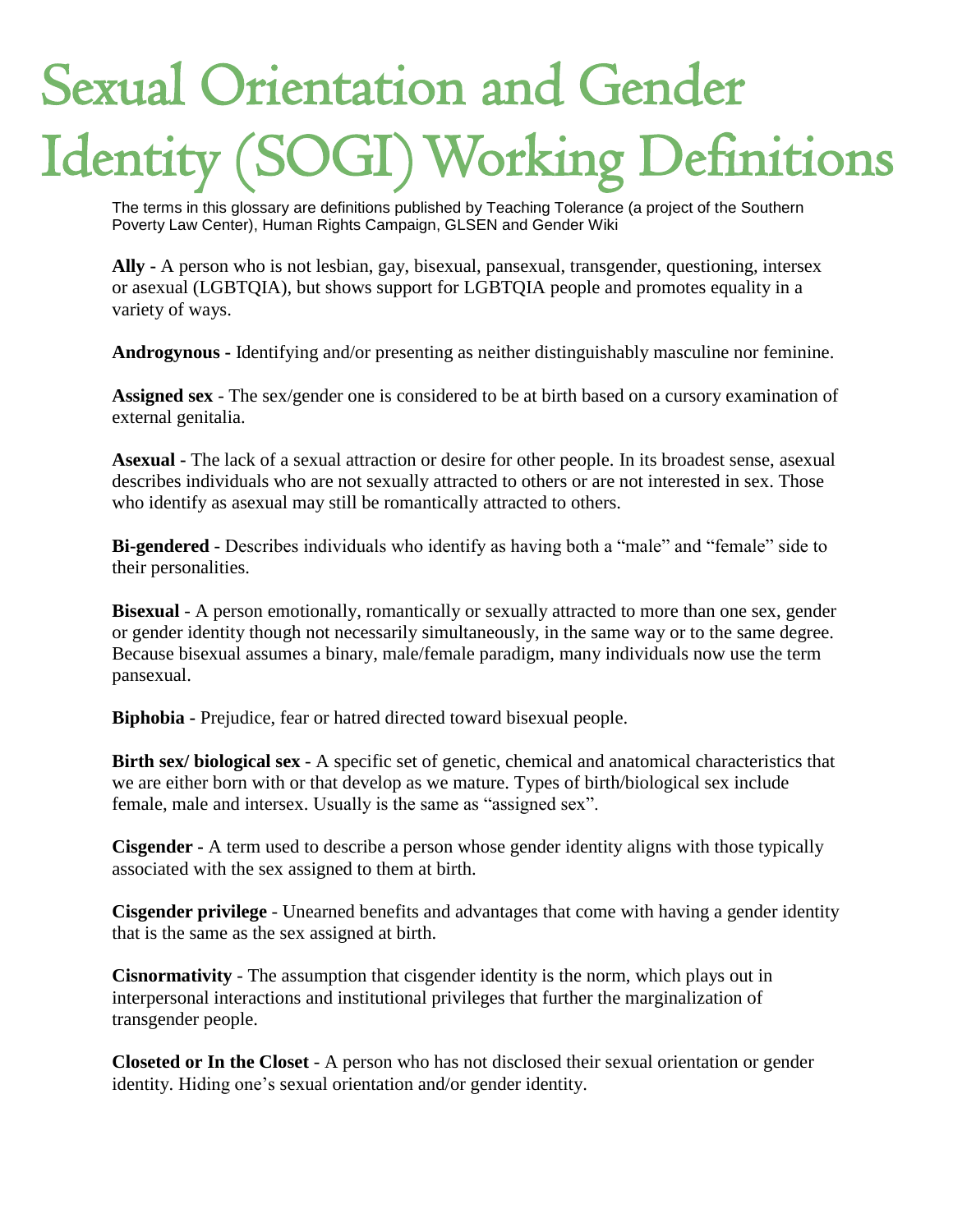# Sexual Orientation and Gender Identity (SOGI) Working Definitions

The terms in this glossary are definitions published by Teaching Tolerance (a project of the Southern Poverty Law Center), Human Rights Campaign, GLSEN and Gender Wiki

**Ally -** A person who is not lesbian, gay, bisexual, pansexual, transgender, questioning, intersex or asexual (LGBTQIA), but shows support for LGBTQIA people and promotes equality in a variety of ways.

**Androgynous -** Identifying and/or presenting as neither distinguishably masculine nor feminine.

**Assigned sex** - The sex/gender one is considered to be at birth based on a cursory examination of external genitalia.

**Asexual -** The lack of a sexual attraction or desire for other people. In its broadest sense, asexual describes individuals who are not sexually attracted to others or are not interested in sex. Those who identify as asexual may still be romantically attracted to others.

**Bi-gendered** - Describes individuals who identify as having both a "male" and "female" side to their personalities.

**Bisexual** - A person emotionally, romantically or sexually attracted to more than one sex, gender or gender identity though not necessarily simultaneously, in the same way or to the same degree. Because bisexual assumes a binary, male/female paradigm, many individuals now use the term pansexual.

**Biphobia -** Prejudice, fear or hatred directed toward bisexual people.

**Birth sex/ biological sex** - A specific set of genetic, chemical and anatomical characteristics that we are either born with or that develop as we mature. Types of birth/biological sex include female, male and intersex. Usually is the same as "assigned sex".

**Cisgender -** A term used to describe a person whose gender identity aligns with those typically associated with the sex assigned to them at birth.

**Cisgender privilege** - Unearned benefits and advantages that come with having a gender identity that is the same as the sex assigned at birth.

**Cisnormativity** - The assumption that cisgender identity is the norm, which plays out in interpersonal interactions and institutional privileges that further the marginalization of transgender people.

**Closeted or In the Closet** - A person who has not disclosed their sexual orientation or gender identity. Hiding one's sexual orientation and/or gender identity.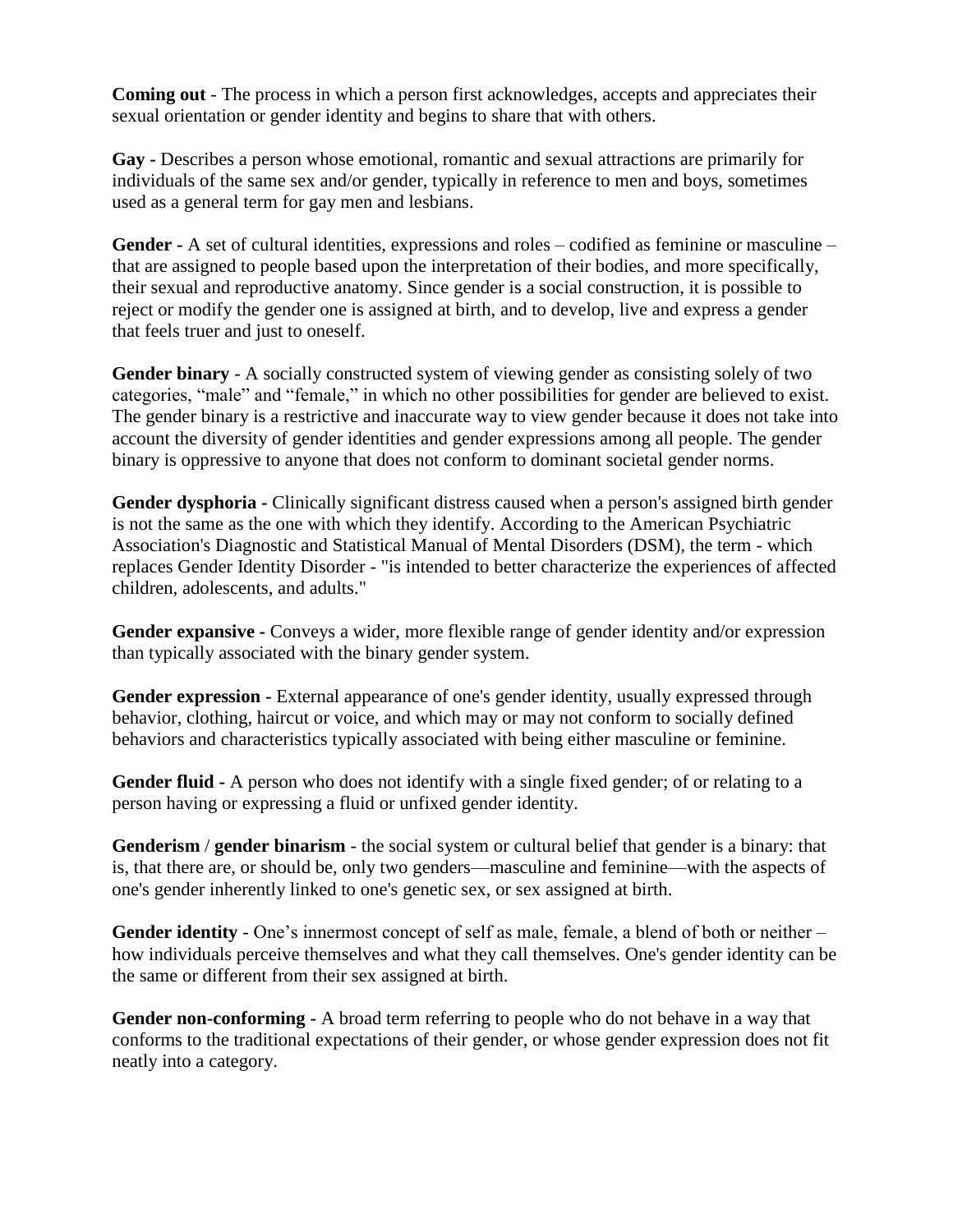**Coming out** - The process in which a person first acknowledges, accepts and appreciates their sexual orientation or gender identity and begins to share that with others.

**Gay -** Describes a person whose emotional, romantic and sexual attractions are primarily for individuals of the same sex and/or gender, typically in reference to men and boys, sometimes used as a general term for gay men and lesbians.

**Gender -** A set of cultural identities, expressions and roles – codified as feminine or masculine – that are assigned to people based upon the interpretation of their bodies, and more specifically, their sexual and reproductive anatomy. Since gender is a social construction, it is possible to reject or modify the gender one is assigned at birth, and to develop, live and express a gender that feels truer and just to oneself.

**Gender binary** - A socially constructed system of viewing gender as consisting solely of two categories, "male" and "female," in which no other possibilities for gender are believed to exist. The gender binary is a restrictive and inaccurate way to view gender because it does not take into account the diversity of gender identities and gender expressions among all people. The gender binary is oppressive to anyone that does not conform to dominant societal gender norms.

**Gender dysphoria -** Clinically significant distress caused when a person's assigned birth gender is not the same as the one with which they identify. According to the American Psychiatric Association's Diagnostic and Statistical Manual of Mental Disorders (DSM), the term - which replaces Gender Identity Disorder - "is intended to better characterize the experiences of affected children, adolescents, and adults."

**Gender expansive -** Conveys a wider, more flexible range of gender identity and/or expression than typically associated with the binary gender system.

**Gender expression -** External appearance of one's gender identity, usually expressed through behavior, clothing, haircut or voice, and which may or may not conform to socially defined behaviors and characteristics typically associated with being either masculine or feminine.

**Gender fluid -** A person who does not identify with a single fixed gender; of or relating to a person having or expressing a fluid or unfixed gender identity.

**Genderism** / **gender binarism** - the social system or cultural belief that gender is a binary: that is, that there are, or should be, only two genders—masculine and feminine—with the aspects of one's gender inherently linked to one's genetic sex, or sex assigned at birth.

**Gender identity** - One's innermost concept of self as male, female, a blend of both or neither – how individuals perceive themselves and what they call themselves. One's gender identity can be the same or different from their sex assigned at birth.

**Gender non-conforming -** A broad term referring to people who do not behave in a way that conforms to the traditional expectations of their gender, or whose gender expression does not fit neatly into a category.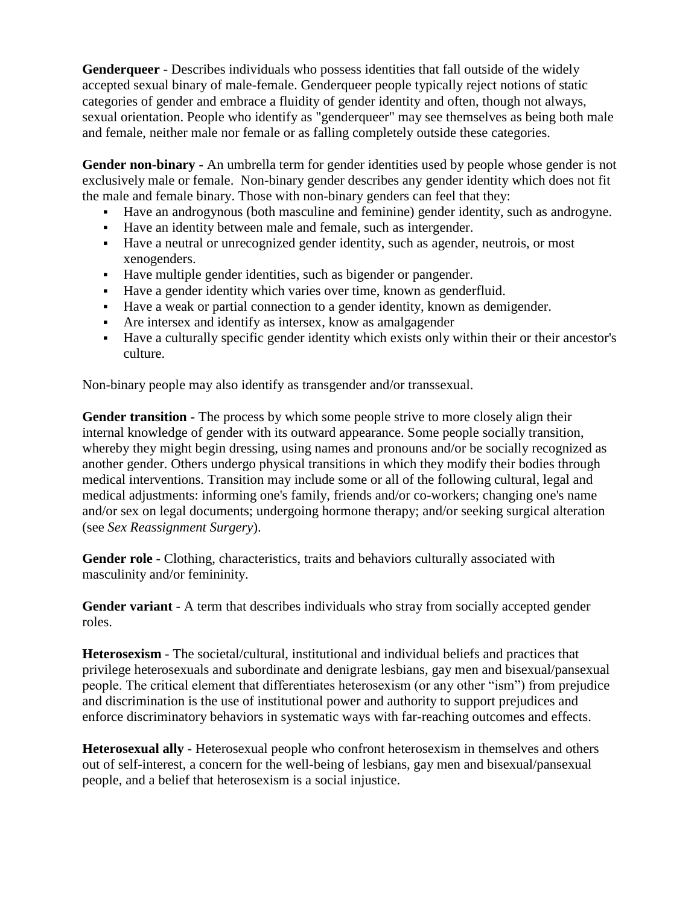**Genderqueer** - Describes individuals who possess identities that fall outside of the widely accepted sexual binary of male-female. Genderqueer people typically reject notions of static categories of gender and embrace a fluidity of gender identity and often, though not always, sexual orientation. People who identify as "genderqueer" may see themselves as being both male and female, neither male nor female or as falling completely outside these categories.

**Gender non-binary -** An umbrella term for gender identities used by people whose gender is not exclusively male or female. Non-binary gender describes any gender identity which does not fit the male and female binary. Those with non-binary genders can feel that they:

- Have an androgynous (both masculine and feminine) gender identity, such as androgyne.
- Have an identity between male and female, such as intergender.
- Have a neutral or unrecognized gender identity, such as agender, neutrois, or most xenogenders.
- Have multiple gender identities, such as bigender or pangender.
- Have a gender identity which varies over time, known as genderfluid.
- Have a weak or partial connection to a gender identity, known as demigender.
- Are intersex and identify as intersex, know as amalgagender
- Have a culturally specific gender identity which exists only within their or their ancestor's culture.

Non-binary people may also identify as transgender and/or transsexual.

**Gender transition -** The process by which some people strive to more closely align their internal knowledge of gender with its outward appearance. Some people socially transition, whereby they might begin dressing, using names and pronouns and/or be socially recognized as another gender. Others undergo physical transitions in which they modify their bodies through medical interventions. Transition may include some or all of the following cultural, legal and medical adjustments: informing one's family, friends and/or co-workers; changing one's name and/or sex on legal documents; undergoing hormone therapy; and/or seeking surgical alteration (see *Sex Reassignment Surgery*).

**Gender role** - Clothing, characteristics, traits and behaviors culturally associated with masculinity and/or femininity.

**Gender variant** - A term that describes individuals who stray from socially accepted gender roles.

**Heterosexism** - The societal/cultural, institutional and individual beliefs and practices that privilege heterosexuals and subordinate and denigrate lesbians, gay men and bisexual/pansexual people. The critical element that differentiates heterosexism (or any other "ism") from prejudice and discrimination is the use of institutional power and authority to support prejudices and enforce discriminatory behaviors in systematic ways with far-reaching outcomes and effects.

**Heterosexual ally** - Heterosexual people who confront heterosexism in themselves and others out of self-interest, a concern for the well-being of lesbians, gay men and bisexual/pansexual people, and a belief that heterosexism is a social injustice.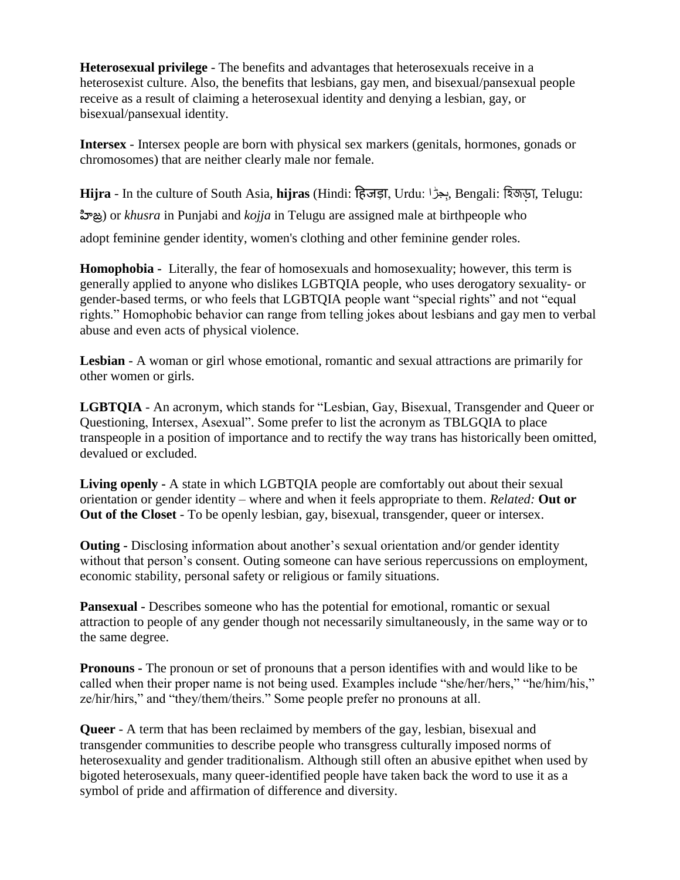**Heterosexual privilege** - The benefits and advantages that heterosexuals receive in a heterosexist culture. Also, the benefits that lesbians, gay men, and bisexual/pansexual people receive as a result of claiming a heterosexual identity and denying a lesbian, gay, or bisexual/pansexual identity.

**Intersex** - Intersex people are born with physical sex markers (genitals, hormones, gonads or chromosomes) that are neither clearly male nor female.

**Hijra** - In the culture of South Asia, **hijras** (Hindi: हिजड़ा, Urdu: ہجڑا, Bengali: হিজড়া, Telugu: హిజ్రా) or *khusra* in Punjabi and *kojja* in Telugu are assigned male at birthpeople who adopt feminine gender identity, women's clothing and other feminine gender roles.

**Homophobia -** Literally, the fear of homosexuals and homosexuality; however, this term is generally applied to anyone who dislikes LGBTQIA people, who uses derogatory sexuality- or gender-based terms, or who feels that LGBTQIA people want "special rights" and not "equal rights." Homophobic behavior can range from telling jokes about lesbians and gay men to verbal abuse and even acts of physical violence.

**Lesbian** - A woman or girl whose emotional, romantic and sexual attractions are primarily for other women or girls.

**LGBTQIA** - An acronym, which stands for "Lesbian, Gay, Bisexual, Transgender and Queer or Questioning, Intersex, Asexual". Some prefer to list the acronym as TBLGQIA to place transpeople in a position of importance and to rectify the way trans has historically been omitted, devalued or excluded.

**Living openly -** A state in which LGBTQIA people are comfortably out about their sexual orientation or gender identity – where and when it feels appropriate to them. *Related:* **Out or Out of the Closet** - To be openly lesbian, gay, bisexual, transgender, queer or intersex.

**Outing -** Disclosing information about another's sexual orientation and/or gender identity without that person's consent. Outing someone can have serious repercussions on employment, economic stability, personal safety or religious or family situations.

**Pansexual -** Describes someone who has the potential for emotional, romantic or sexual attraction to people of any gender though not necessarily simultaneously, in the same way or to the same degree.

**Pronouns -** The pronoun or set of pronouns that a person identifies with and would like to be called when their proper name is not being used. Examples include "she/her/hers," "he/him/his," ze/hir/hirs," and "they/them/theirs." Some people prefer no pronouns at all.

**Queer** - A term that has been reclaimed by members of the gay, lesbian, bisexual and transgender communities to describe people who transgress culturally imposed norms of heterosexuality and gender traditionalism. Although still often an abusive epithet when used by bigoted heterosexuals, many queer-identified people have taken back the word to use it as a symbol of pride and affirmation of difference and diversity.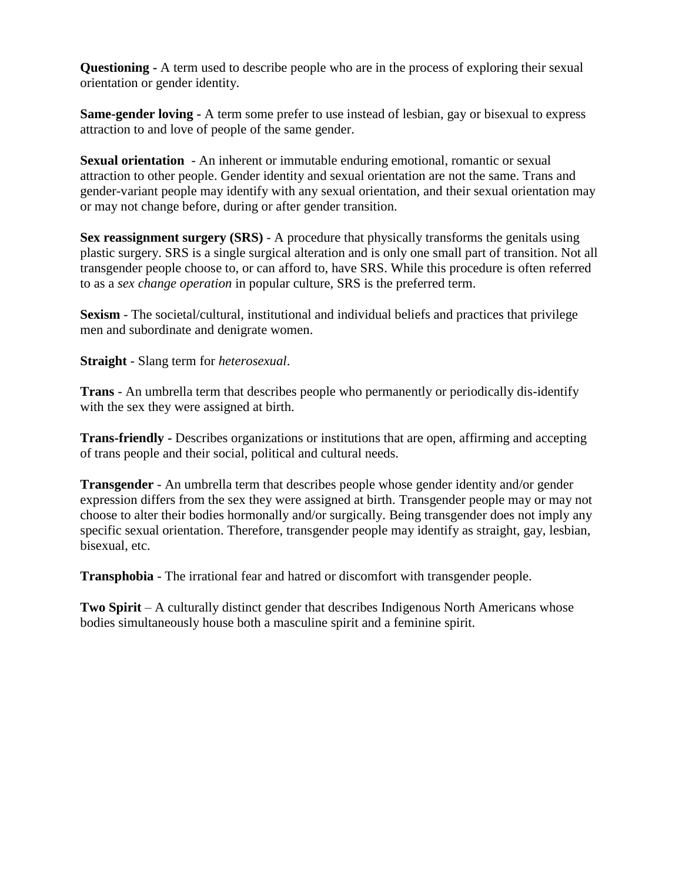**Questioning -** A term used to describe people who are in the process of exploring their sexual orientation or gender identity.

**Same-gender loving -** A term some prefer to use instead of lesbian, gay or bisexual to express attraction to and love of people of the same gender.

**Sexual orientation** - An inherent or immutable enduring emotional, romantic or sexual attraction to other people. Gender identity and sexual orientation are not the same. Trans and gender-variant people may identify with any sexual orientation, and their sexual orientation may or may not change before, during or after gender transition.

**Sex reassignment surgery (SRS)** - A procedure that physically transforms the genitals using plastic surgery. SRS is a single surgical alteration and is only one small part of transition. Not all transgender people choose to, or can afford to, have SRS. While this procedure is often referred to as a *sex change operation* in popular culture, SRS is the preferred term.

**Sexism** - The societal/cultural, institutional and individual beliefs and practices that privilege men and subordinate and denigrate women.

**Straight** - Slang term for *heterosexual*.

**Trans** - An umbrella term that describes people who permanently or periodically dis-identify with the sex they were assigned at birth.

**Trans-friendly -** Describes organizations or institutions that are open, affirming and accepting of trans people and their social, political and cultural needs.

**Transgender** - An umbrella term that describes people whose gender identity and/or gender expression differs from the sex they were assigned at birth. Transgender people may or may not choose to alter their bodies hormonally and/or surgically. Being transgender does not imply any specific sexual orientation. Therefore, transgender people may identify as straight, gay, lesbian, bisexual, etc.

**Transphobia** - The irrational fear and hatred or discomfort with transgender people.

**Two Spirit** – A culturally distinct gender that describes Indigenous North Americans whose bodies simultaneously house both a masculine spirit and a feminine spirit.